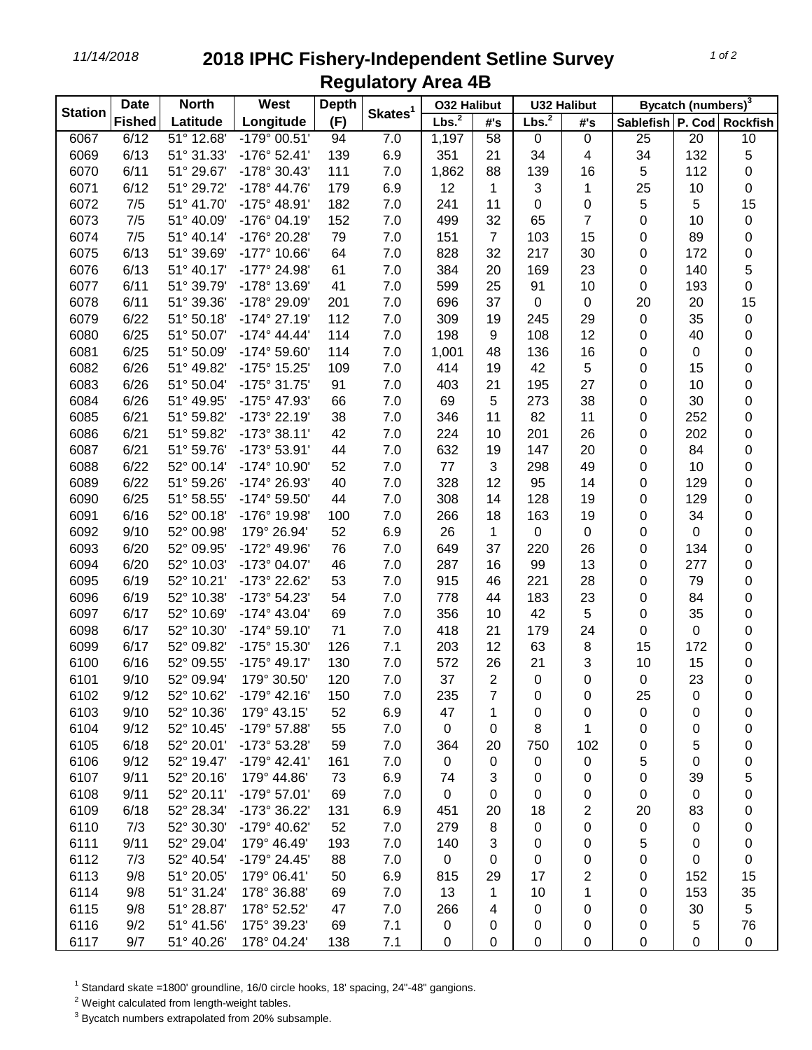# 2018 IPHC Fishery-Independent Setline Survey

## Regulatory Area 4B

11/14/2018

| Station | Date | North | West | Depth | Skates[1] | O32 Halibut | | U32 Halibut | | Bycatch (numbers)[3] | | |
|---|---|---|---|---|---|---|---|---|---|---|---|---|
| | Fished | Latitude | Longitude | (F) | | Lbs.[2] | #'s | Lbs.[2] | #'s | Sablefish | P. Cod | Rockfish |
| 6067 | 6/12 | 51° 12.68' | -179° 00.51' | 94 | 7.0 | 1,197 | 58 | 0 | 0 | 25 | 20 | 10 |
| 6069 | 6/13 | 51° 31.33' | -176° 52.41' | 139 | 6.9 | 351 | 21 | 34 | 4 | 34 | 132 | 5 |
| 6070 | 6/11 | 51° 29.67' | -178° 30.43' | 111 | 7.0 | 1,862 | 88 | 139 | 16 | 5 | 112 | 0 |
| 6071 | 6/12 | 51° 29.72' | -178° 44.76' | 179 | 6.9 | 12 | 1 | 3 | 1 | 25 | 10 | 0 |
| 6072 | 7/5 | 51° 41.70' | -175° 48.91' | 182 | 7.0 | 241 | 11 | 0 | 0 | 5 | 5 | 15 |
| 6073 | 7/5 | 51° 40.09' | -176° 04.19' | 152 | 7.0 | 499 | 32 | 65 | 7 | 0 | 10 | 0 |
| 6074 | 7/5 | 51° 40.14' | -176° 20.28' | 79 | 7.0 | 151 | 7 | 103 | 15 | 0 | 89 | 0 |
| 6075 | 6/13 | 51° 39.69' | -177° 10.66' | 64 | 7.0 | 828 | 32 | 217 | 30 | 0 | 172 | 0 |
| 6076 | 6/13 | 51° 40.17' | -177° 24.98' | 61 | 7.0 | 384 | 20 | 169 | 23 | 0 | 140 | 5 |
| 6077 | 6/11 | 51° 39.79' | -178° 13.69' | 41 | 7.0 | 599 | 25 | 91 | 10 | 0 | 193 | 0 |
| 6078 | 6/11 | 51° 39.36' | -178° 29.09' | 201 | 7.0 | 696 | 37 | 0 | 0 | 20 | 20 | 15 |
| 6079 | 6/22 | 51° 50.18' | -174° 27.19' | 112 | 7.0 | 309 | 19 | 245 | 29 | 0 | 35 | 0 |
| 6080 | 6/25 | 51° 50.07' | -174° 44.44' | 114 | 7.0 | 198 | 9 | 108 | 12 | 0 | 40 | 0 |
| 6081 | 6/25 | 51° 50.09' | -174° 59.60' | 114 | 7.0 | 1,001 | 48 | 136 | 16 | 0 | 0 | 0 |
| 6082 | 6/26 | 51° 49.82' | -175° 15.25' | 109 | 7.0 | 414 | 19 | 42 | 5 | 0 | 15 | 0 |
| 6083 | 6/26 | 51° 50.04' | -175° 31.75' | 91 | 7.0 | 403 | 21 | 195 | 27 | 0 | 10 | 0 |
| 6084 | 6/26 | 51° 49.95' | -175° 47.93' | 66 | 7.0 | 69 | 5 | 273 | 38 | 0 | 30 | 0 |
| 6085 | 6/21 | 51° 59.82' | -173° 22.19' | 38 | 7.0 | 346 | 11 | 82 | 11 | 0 | 252 | 0 |
| 6086 | 6/21 | 51° 59.82' | -173° 38.11' | 42 | 7.0 | 224 | 10 | 201 | 26 | 0 | 202 | 0 |
| 6087 | 6/21 | 51° 59.76' | -173° 53.91' | 44 | 7.0 | 632 | 19 | 147 | 20 | 0 | 84 | 0 |
| 6088 | 6/22 | 52° 00.14' | -174° 10.90' | 52 | 7.0 | 77 | 3 | 298 | 49 | 0 | 10 | 0 |
| 6089 | 6/22 | 51° 59.26' | -174° 26.93' | 40 | 7.0 | 328 | 12 | 95 | 14 | 0 | 129 | 0 |
| 6090 | 6/25 | 51° 58.55' | -174° 59.50' | 44 | 7.0 | 308 | 14 | 128 | 19 | 0 | 129 | 0 |
| 6091 | 6/16 | 52° 00.18' | -176° 19.98' | 100 | 7.0 | 266 | 18 | 163 | 19 | 0 | 34 | 0 |
| 6092 | 9/10 | 52° 00.98' | 179° 26.94' | 52 | 6.9 | 26 | 1 | 0 | 0 | 0 | 0 | 0 |
| 6093 | 6/20 | 52° 09.95' | -172° 49.96' | 76 | 7.0 | 649 | 37 | 220 | 26 | 0 | 134 | 0 |
| 6094 | 6/20 | 52° 10.03' | -173° 04.07' | 46 | 7.0 | 287 | 16 | 99 | 13 | 0 | 277 | 0 |
| 6095 | 6/19 | 52° 10.21' | -173° 22.62' | 53 | 7.0 | 915 | 46 | 221 | 28 | 0 | 79 | 0 |
| 6096 | 6/19 | 52° 10.38' | -173° 54.23' | 54 | 7.0 | 778 | 44 | 183 | 23 | 0 | 84 | 0 |
| 6097 | 6/17 | 52° 10.69' | -174° 43.04' | 69 | 7.0 | 356 | 10 | 42 | 5 | 0 | 35 | 0 |
| 6098 | 6/17 | 52° 10.30' | -174° 59.10' | 71 | 7.0 | 418 | 21 | 179 | 24 | 0 | 0 | 0 |
| 6099 | 6/17 | 52° 09.82' | -175° 15.30' | 126 | 7.1 | 203 | 12 | 63 | 8 | 15 | 172 | 0 |
| 6100 | 6/16 | 52° 09.55' | -175° 49.17' | 130 | 7.0 | 572 | 26 | 21 | 3 | 10 | 15 | 0 |
| 6101 | 9/10 | 52° 09.94' | 179° 30.50' | 120 | 7.0 | 37 | 2 | 0 | 0 | 0 | 23 | 0 |
| 6102 | 9/12 | 52° 10.62' | -179° 42.16' | 150 | 7.0 | 235 | 7 | 0 | 0 | 25 | 0 | 0 |
| 6103 | 9/10 | 52° 10.36' | 179° 43.15' | 52 | 6.9 | 47 | 1 | 0 | 0 | 0 | 0 | 0 |
| 6104 | 9/12 | 52° 10.45' | -179° 57.88' | 55 | 7.0 | 0 | 0 | 8 | 1 | 0 | 0 | 0 |
| 6105 | 6/18 | 52° 20.01' | -173° 53.28' | 59 | 7.0 | 364 | 20 | 750 | 102 | 0 | 5 | 0 |
| 6106 | 9/12 | 52° 19.47' | -179° 42.41' | 161 | 7.0 | 0 | 0 | 0 | 0 | 5 | 0 | 0 |
| 6107 | 9/11 | 52° 20.16' | 179° 44.86' | 73 | 6.9 | 74 | 3 | 0 | 0 | 0 | 39 | 5 |
| 6108 | 9/11 | 52° 20.11' | -179° 57.01' | 69 | 7.0 | 0 | 0 | 0 | 0 | 0 | 0 | 0 |
| 6109 | 6/18 | 52° 28.34' | -173° 36.22' | 131 | 6.9 | 451 | 20 | 18 | 2 | 20 | 83 | 0 |
| 6110 | 7/3 | 52° 30.30' | -179° 40.62' | 52 | 7.0 | 279 | 8 | 0 | 0 | 0 | 0 | 0 |
| 6111 | 9/11 | 52° 29.04' | 179° 46.49' | 193 | 7.0 | 140 | 3 | 0 | 0 | 5 | 0 | 0 |
| 6112 | 7/3 | 52° 40.54' | -179° 24.45' | 88 | 7.0 | 0 | 0 | 0 | 0 | 0 | 0 | 0 |
| 6113 | 9/8 | 51° 20.05' | 179° 06.41' | 50 | 6.9 | 815 | 29 | 17 | 2 | 0 | 152 | 15 |
| 6114 | 9/8 | 51° 31.24' | 178° 36.88' | 69 | 7.0 | 13 | 1 | 10 | 1 | 0 | 153 | 35 |
| 6115 | 9/8 | 51° 28.87' | 178° 52.52' | 47 | 7.0 | 266 | 4 | 0 | 0 | 0 | 30 | 5 |
| 6116 | 9/2 | 51° 41.56' | 175° 39.23' | 69 | 7.1 | 0 | 0 | 0 | 0 | 0 | 5 | 76 |
| 6117 | 9/7 | 51° 40.26' | 178° 04.24' | 138 | 7.1 | 0 | 0 | 0 | 0 | 0 | 0 | 0 |

[1] Standard skate =1800' groundline, 16/0 circle hooks, 18' spacing, 24"-48" gangions.

[2] Weight calculated from length-weight tables.

[3] Bycatch numbers extrapolated from 20% subsample.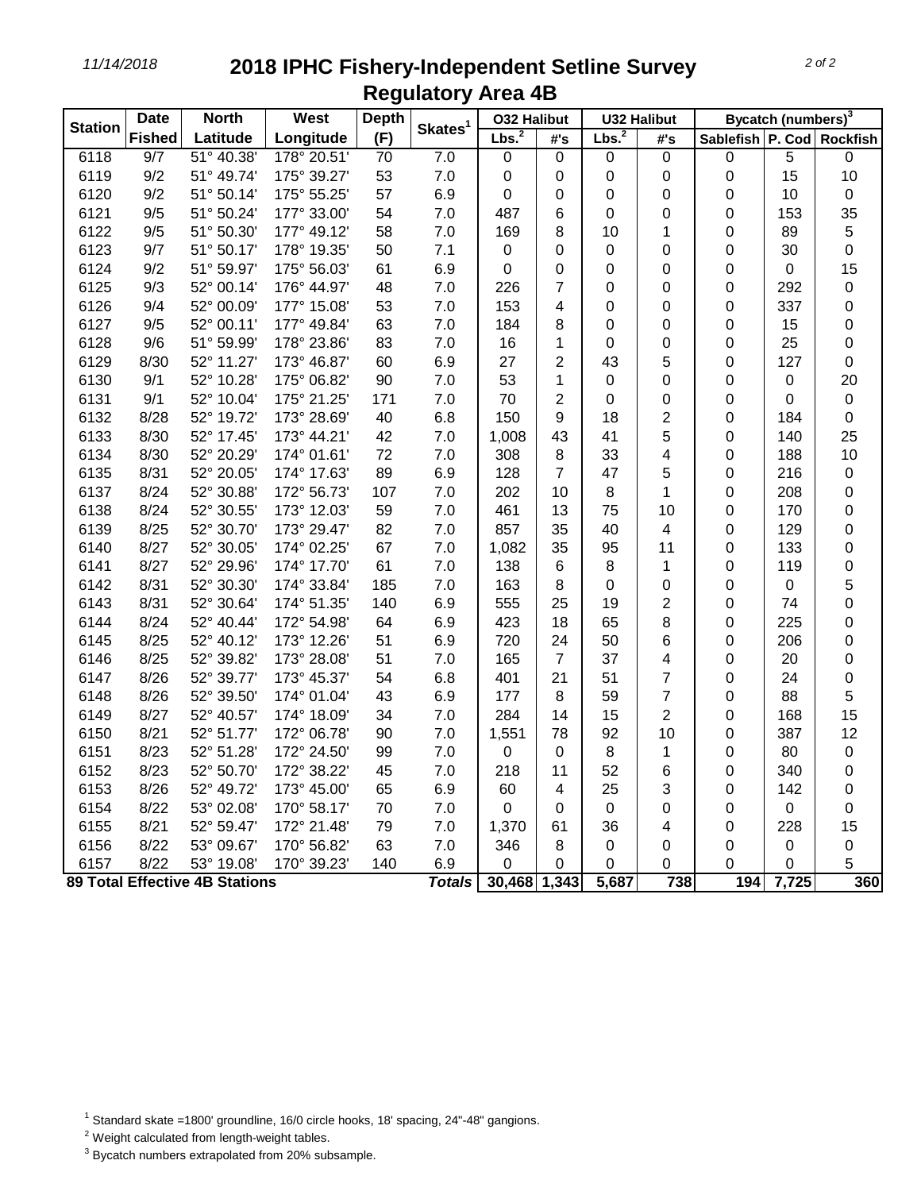# 2018 IPHC Fishery-Independent Setline Survey
## Regulatory Area 4B

| Station | Date | North | West | Depth | Skates[1] | O32 Halibut | | U32 Halibut | | Bycatch (numbers)[3] | | |
|---|---|---|---|---|---|---|---|---|---|---|---|---|
| | Fished | Latitude | Longitude | (F) | | Lbs.[2] | #'s | Lbs.[2] | #'s | Sablefish | P. Cod | Rockfish |
| 6118 | 9/7 | 51° 40.38' | 178° 20.51' | 70 | 7.0 | 0 | 0 | 0 | 0 | 0 | 5 | 0 |
| 6119 | 9/2 | 51° 49.74' | 175° 39.27' | 53 | 7.0 | 0 | 0 | 0 | 0 | 0 | 15 | 10 |
| 6120 | 9/2 | 51° 50.14' | 175° 55.25' | 57 | 6.9 | 0 | 0 | 0 | 0 | 0 | 10 | 0 |
| 6121 | 9/5 | 51° 50.24' | 177° 33.00' | 54 | 7.0 | 487 | 6 | 0 | 0 | 0 | 153 | 35 |
| 6122 | 9/5 | 51° 50.30' | 177° 49.12' | 58 | 7.0 | 169 | 8 | 10 | 1 | 0 | 89 | 5 |
| 6123 | 9/7 | 51° 50.17' | 178° 19.35' | 50 | 7.1 | 0 | 0 | 0 | 0 | 0 | 30 | 0 |
| 6124 | 9/2 | 51° 59.97' | 175° 56.03' | 61 | 6.9 | 0 | 0 | 0 | 0 | 0 | 0 | 15 |
| 6125 | 9/3 | 52° 00.14' | 176° 44.97' | 48 | 7.0 | 226 | 7 | 0 | 0 | 0 | 292 | 0 |
| 6126 | 9/4 | 52° 00.09' | 177° 15.08' | 53 | 7.0 | 153 | 4 | 0 | 0 | 0 | 337 | 0 |
| 6127 | 9/5 | 52° 00.11' | 177° 49.84' | 63 | 7.0 | 184 | 8 | 0 | 0 | 0 | 15 | 0 |
| 6128 | 9/6 | 51° 59.99' | 178° 23.86' | 83 | 7.0 | 16 | 1 | 0 | 0 | 0 | 25 | 0 |
| 6129 | 8/30 | 52° 11.27' | 173° 46.87' | 60 | 6.9 | 27 | 2 | 43 | 5 | 0 | 127 | 0 |
| 6130 | 9/1 | 52° 10.28' | 175° 06.82' | 90 | 7.0 | 53 | 1 | 0 | 0 | 0 | 0 | 20 |
| 6131 | 9/1 | 52° 10.04' | 175° 21.25' | 171 | 7.0 | 70 | 2 | 0 | 0 | 0 | 0 | 0 |
| 6132 | 8/28 | 52° 19.72' | 173° 28.69' | 40 | 6.8 | 150 | 9 | 18 | 2 | 0 | 184 | 0 |
| 6133 | 8/30 | 52° 17.45' | 173° 44.21' | 42 | 7.0 | 1,008 | 43 | 41 | 5 | 0 | 140 | 25 |
| 6134 | 8/30 | 52° 20.29' | 174° 01.61' | 72 | 7.0 | 308 | 8 | 33 | 4 | 0 | 188 | 10 |
| 6135 | 8/31 | 52° 20.05' | 174° 17.63' | 89 | 6.9 | 128 | 7 | 47 | 5 | 0 | 216 | 0 |
| 6137 | 8/24 | 52° 30.88' | 172° 56.73' | 107 | 7.0 | 202 | 10 | 8 | 1 | 0 | 208 | 0 |
| 6138 | 8/24 | 52° 30.55' | 173° 12.03' | 59 | 7.0 | 461 | 13 | 75 | 10 | 0 | 170 | 0 |
| 6139 | 8/25 | 52° 30.70' | 173° 29.47' | 82 | 7.0 | 857 | 35 | 40 | 4 | 0 | 129 | 0 |
| 6140 | 8/27 | 52° 30.05' | 174° 02.25' | 67 | 7.0 | 1,082 | 35 | 95 | 11 | 0 | 133 | 0 |
| 6141 | 8/27 | 52° 29.96' | 174° 17.70' | 61 | 7.0 | 138 | 6 | 8 | 1 | 0 | 119 | 0 |
| 6142 | 8/31 | 52° 30.30' | 174° 33.84' | 185 | 7.0 | 163 | 8 | 0 | 0 | 0 | 0 | 5 |
| 6143 | 8/31 | 52° 30.64' | 174° 51.35' | 140 | 6.9 | 555 | 25 | 19 | 2 | 0 | 74 | 0 |
| 6144 | 8/24 | 52° 40.44' | 172° 54.98' | 64 | 6.9 | 423 | 18 | 65 | 8 | 0 | 225 | 0 |
| 6145 | 8/25 | 52° 40.12' | 173° 12.26' | 51 | 6.9 | 720 | 24 | 50 | 6 | 0 | 206 | 0 |
| 6146 | 8/25 | 52° 39.82' | 173° 28.08' | 51 | 7.0 | 165 | 7 | 37 | 4 | 0 | 20 | 0 |
| 6147 | 8/26 | 52° 39.77' | 173° 45.37' | 54 | 6.8 | 401 | 21 | 51 | 7 | 0 | 24 | 0 |
| 6148 | 8/26 | 52° 39.50' | 174° 01.04' | 43 | 6.9 | 177 | 8 | 59 | 7 | 0 | 88 | 5 |
| 6149 | 8/27 | 52° 40.57' | 174° 18.09' | 34 | 7.0 | 284 | 14 | 15 | 2 | 0 | 168 | 15 |
| 6150 | 8/21 | 52° 51.77' | 172° 06.78' | 90 | 7.0 | 1,551 | 78 | 92 | 10 | 0 | 387 | 12 |
| 6151 | 8/23 | 52° 51.28' | 172° 24.50' | 99 | 7.0 | 0 | 0 | 8 | 1 | 0 | 80 | 0 |
| 6152 | 8/23 | 52° 50.70' | 172° 38.22' | 45 | 7.0 | 218 | 11 | 52 | 6 | 0 | 340 | 0 |
| 6153 | 8/26 | 52° 49.72' | 173° 45.00' | 65 | 6.9 | 60 | 4 | 25 | 3 | 0 | 142 | 0 |
| 6154 | 8/22 | 53° 02.08' | 170° 58.17' | 70 | 7.0 | 0 | 0 | 0 | 0 | 0 | 0 | 0 |
| 6155 | 8/21 | 52° 59.47' | 172° 21.48' | 79 | 7.0 | 1,370 | 61 | 36 | 4 | 0 | 228 | 15 |
| 6156 | 8/22 | 53° 09.67' | 170° 56.82' | 63 | 7.0 | 346 | 8 | 0 | 0 | 0 | 0 | 0 |
| 6157 | 8/22 | 53° 19.08' | 170° 39.23' | 140 | 6.9 | 0 | 0 | 0 | 0 | 0 | 0 | 5 |
| **89 Total Effective 4B Stations** | | | | | ***Totals*** | **30,468** | **1,343** | **5,687** | **738** | **194** | **7,725** | **360** |

[1] Standard skate =1800' groundline, 16/0 circle hooks, 18' spacing, 24"-48" gangions.

[2] Weight calculated from length-weight tables.

[3] Bycatch numbers extrapolated from 20% subsample.